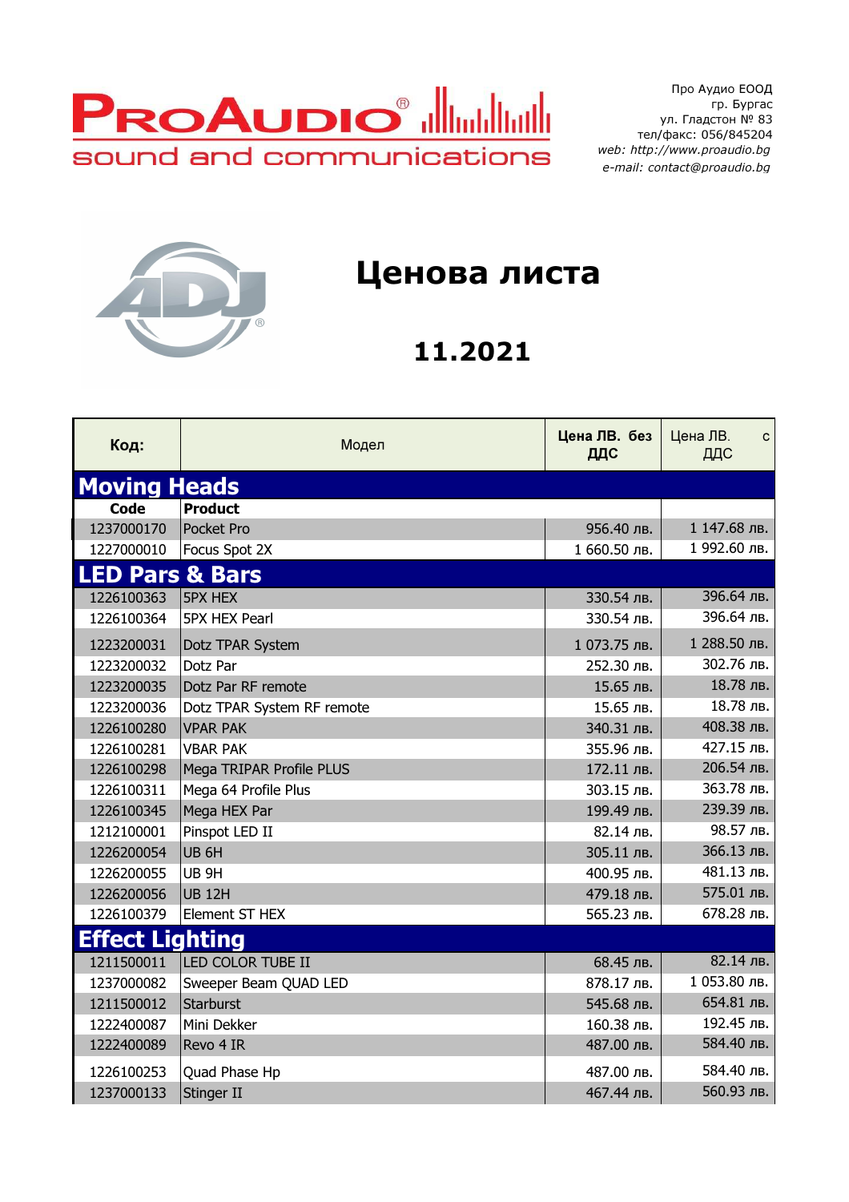Про Аудио ЕООД
гр. Бургас
ул. Гладстон № 83
тел/факс: 056/845204
web: http://www.proaudio.bg
e-mail: contact@proaudio.bg

# Ценова листа

## 11.2021

| Код: | Модел | Цена ЛВ. без ДДС | Цена ЛВ. с ДДС |
|---|---|---|---|
| **Moving Heads** | | | |
| **Code** | **Product** | | |
| 1237000170 | Pocket Pro | 956.40 лв. | 1 147.68 лв. |
| 1227000010 | Focus Spot 2X | 1 660.50 лв. | 1 992.60 лв. |
| **LED Pars & Bars** | | | |
| 1226100363 | 5PX HEX | 330.54 лв. | 396.64 лв. |
| 1226100364 | 5PX HEX Pearl | 330.54 лв. | 396.64 лв. |
| 1223200031 | Dotz TPAR System | 1 073.75 лв. | 1 288.50 лв. |
| 1223200032 | Dotz Par | 252.30 лв. | 302.76 лв. |
| 1223200035 | Dotz Par RF remote | 15.65 лв. | 18.78 лв. |
| 1223200036 | Dotz TPAR System RF remote | 15.65 лв. | 18.78 лв. |
| 1226100280 | VPAR PAK | 340.31 лв. | 408.38 лв. |
| 1226100281 | VBAR PAK | 355.96 лв. | 427.15 лв. |
| 1226100298 | Mega TRIPAR Profile PLUS | 172.11 лв. | 206.54 лв. |
| 1226100311 | Mega 64 Profile Plus | 303.15 лв. | 363.78 лв. |
| 1226100345 | Mega HEX Par | 199.49 лв. | 239.39 лв. |
| 1212100001 | Pinspot LED II | 82.14 лв. | 98.57 лв. |
| 1226200054 | UB 6H | 305.11 лв. | 366.13 лв. |
| 1226200055 | UB 9H | 400.95 лв. | 481.13 лв. |
| 1226200056 | UB 12H | 479.18 лв. | 575.01 лв. |
| 1226100379 | Element ST HEX | 565.23 лв. | 678.28 лв. |
| **Effect Lighting** | | | |
| 1211500011 | LED COLOR TUBE II | 68.45 лв. | 82.14 лв. |
| 1237000082 | Sweeper Beam QUAD LED | 878.17 лв. | 1 053.80 лв. |
| 1211500012 | Starburst | 545.68 лв. | 654.81 лв. |
| 1222400087 | Mini Dekker | 160.38 лв. | 192.45 лв. |
| 1222400089 | Revo 4 IR | 487.00 лв. | 584.40 лв. |
| 1226100253 | Quad Phase Hp | 487.00 лв. | 584.40 лв. |
| 1237000133 | Stinger II | 467.44 лв. | 560.93 лв. |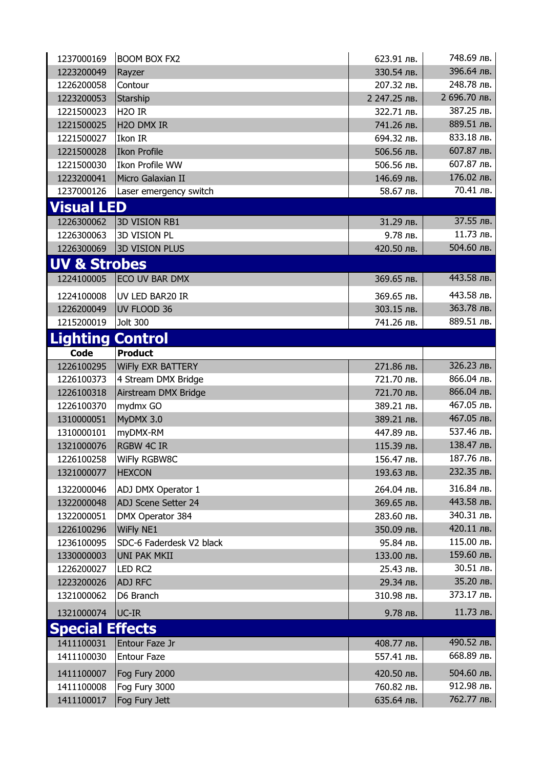| | | | |
|---|---|---|---|
| 1237000169 | BOOM BOX FX2 | 623.91 лв. | 748.69 лв. |
| 1223200049 | Rayzer | 330.54 лв. | 396.64 лв. |
| 1226200058 | Contour | 207.32 лв. | 248.78 лв. |
| 1223200053 | Starship | 2 247.25 лв. | 2 696.70 лв. |
| 1221500023 | H2O IR | 322.71 лв. | 387.25 лв. |
| 1221500025 | H2O DMX IR | 741.26 лв. | 889.51 лв. |
| 1221500027 | Ikon IR | 694.32 лв. | 833.18 лв. |
| 1221500028 | Ikon Profile | 506.56 лв. | 607.87 лв. |
| 1221500030 | Ikon Profile WW | 506.56 лв. | 607.87 лв. |
| 1223200041 | Micro Galaxian II | 146.69 лв. | 176.02 лв. |
| 1237000126 | Laser emergency switch | 58.67 лв. | 70.41 лв. |

## Visual LED

| | | | |
|---|---|---|---|
| 1226300062 | 3D VISION RB1 | 31.29 лв. | 37.55 лв. |
| 1226300063 | 3D VISION PL | 9.78 лв. | 11.73 лв. |
| 1226300069 | 3D VISION PLUS | 420.50 лв. | 504.60 лв. |

## UV & Strobes

| | | | |
|---|---|---|---|
| 1224100005 | ECO UV BAR DMX | 369.65 лв. | 443.58 лв. |
| 1224100008 | UV LED BAR20 IR | 369.65 лв. | 443.58 лв. |
| 1226200049 | UV FLOOD 36 | 303.15 лв. | 363.78 лв. |
| 1215200019 | Jolt 300 | 741.26 лв. | 889.51 лв. |

## Lighting Control

| Code | Product | | |
|---|---|---|---|
| 1226100295 | WiFly EXR BATTERY | 271.86 лв. | 326.23 лв. |
| 1226100373 | 4 Stream DMX Bridge | 721.70 лв. | 866.04 лв. |
| 1226100318 | Airstream DMX Bridge | 721.70 лв. | 866.04 лв. |
| 1226100370 | mydmx GO | 389.21 лв. | 467.05 лв. |
| 1310000051 | MyDMX 3.0 | 389.21 лв. | 467.05 лв. |
| 1310000101 | myDMX-RM | 447.89 лв. | 537.46 лв. |
| 1321000076 | RGBW 4C IR | 115.39 лв. | 138.47 лв. |
| 1226100258 | WiFly RGBW8C | 156.47 лв. | 187.76 лв. |
| 1321000077 | HEXCON | 193.63 лв. | 232.35 лв. |
| 1322000046 | ADJ DMX Operator 1 | 264.04 лв. | 316.84 лв. |
| 1322000048 | ADJ Scene Setter 24 | 369.65 лв. | 443.58 лв. |
| 1322000051 | DMX Operator 384 | 283.60 лв. | 340.31 лв. |
| 1226100296 | WiFly NE1 | 350.09 лв. | 420.11 лв. |
| 1236100095 | SDC-6 Faderdesk V2 black | 95.84 лв. | 115.00 лв. |
| 1330000003 | UNI PAK MKII | 133.00 лв. | 159.60 лв. |
| 1226200027 | LED RC2 | 25.43 лв. | 30.51 лв. |
| 1223200026 | ADJ RFC | 29.34 лв. | 35.20 лв. |
| 1321000062 | D6 Branch | 310.98 лв. | 373.17 лв. |
| 1321000074 | UC-IR | 9.78 лв. | 11.73 лв. |

## Special Effects

| | | | |
|---|---|---|---|
| 1411100031 | Entour Faze Jr | 408.77 лв. | 490.52 лв. |
| 1411100030 | Entour Faze | 557.41 лв. | 668.89 лв. |
| 1411100007 | Fog Fury 2000 | 420.50 лв. | 504.60 лв. |
| 1411100008 | Fog Fury 3000 | 760.82 лв. | 912.98 лв. |
| 1411100017 | Fog Fury Jett | 635.64 лв. | 762.77 лв. |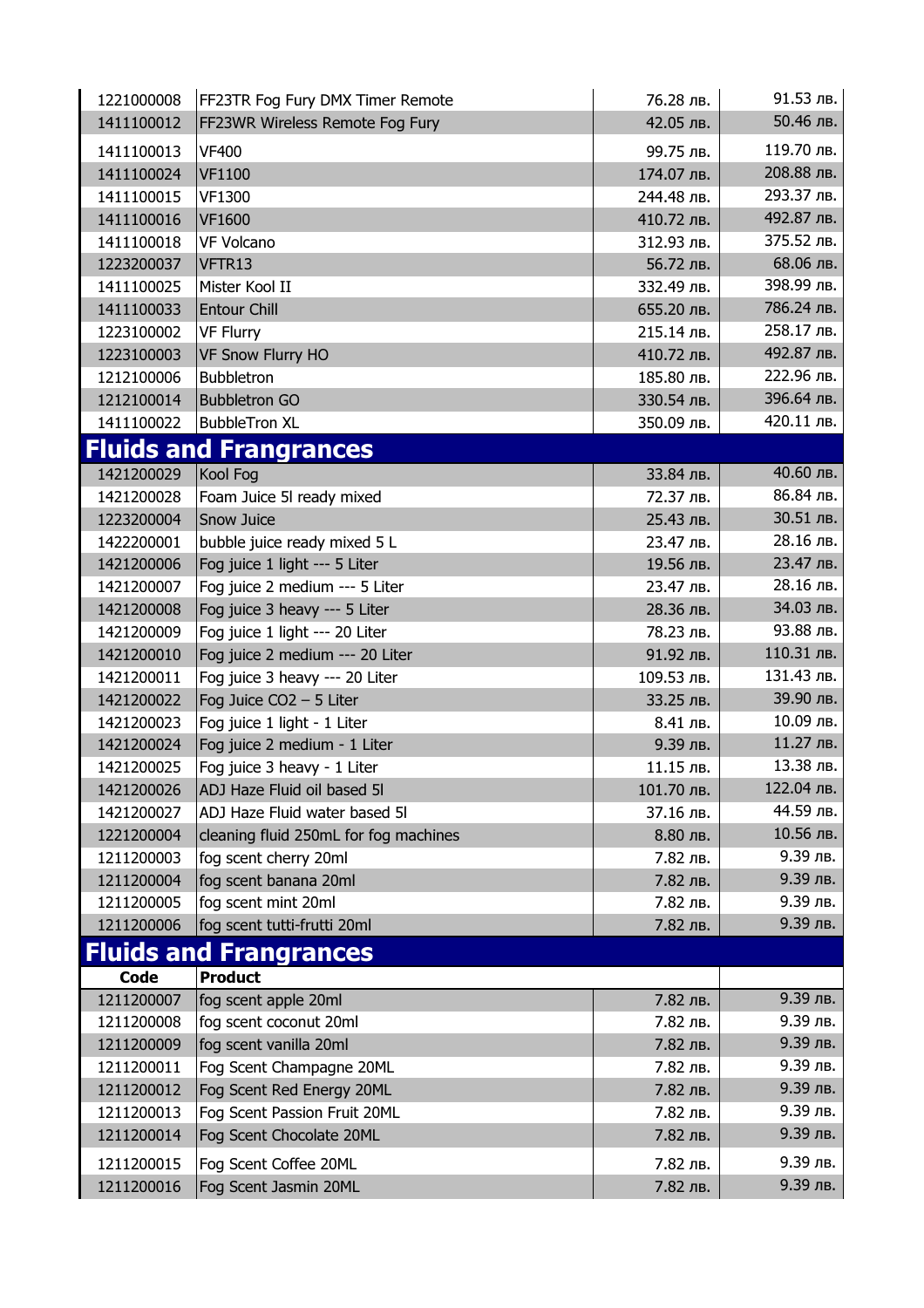| | | | |
|---|---|---|---|
| 1221000008 | FF23TR Fog Fury DMX Timer Remote | 76.28 лв. | 91.53 лв. |
| 1411100012 | FF23WR Wireless Remote Fog Fury | 42.05 лв. | 50.46 лв. |
| 1411100013 | VF400 | 99.75 лв. | 119.70 лв. |
| 1411100024 | VF1100 | 174.07 лв. | 208.88 лв. |
| 1411100015 | VF1300 | 244.48 лв. | 293.37 лв. |
| 1411100016 | VF1600 | 410.72 лв. | 492.87 лв. |
| 1411100018 | VF Volcano | 312.93 лв. | 375.52 лв. |
| 1223200037 | VFTR13 | 56.72 лв. | 68.06 лв. |
| 1411100025 | Mister Kool II | 332.49 лв. | 398.99 лв. |
| 1411100033 | Entour Chill | 655.20 лв. | 786.24 лв. |
| 1223100002 | VF Flurry | 215.14 лв. | 258.17 лв. |
| 1223100003 | VF Snow Flurry HO | 410.72 лв. | 492.87 лв. |
| 1212100006 | Bubbletron | 185.80 лв. | 222.96 лв. |
| 1212100014 | Bubbletron GO | 330.54 лв. | 396.64 лв. |
| 1411100022 | BubbleTron XL | 350.09 лв. | 420.11 лв. |

## Fluids and Frangrances

| | | | |
|---|---|---|---|
| 1421200029 | Kool Fog | 33.84 лв. | 40.60 лв. |
| 1421200028 | Foam Juice 5l ready mixed | 72.37 лв. | 86.84 лв. |
| 1223200004 | Snow Juice | 25.43 лв. | 30.51 лв. |
| 1422200001 | bubble juice ready mixed 5 L | 23.47 лв. | 28.16 лв. |
| 1421200006 | Fog juice 1 light --- 5 Liter | 19.56 лв. | 23.47 лв. |
| 1421200007 | Fog juice 2 medium --- 5 Liter | 23.47 лв. | 28.16 лв. |
| 1421200008 | Fog juice 3 heavy --- 5 Liter | 28.36 лв. | 34.03 лв. |
| 1421200009 | Fog juice 1 light --- 20 Liter | 78.23 лв. | 93.88 лв. |
| 1421200010 | Fog juice 2 medium --- 20 Liter | 91.92 лв. | 110.31 лв. |
| 1421200011 | Fog juice 3 heavy --- 20 Liter | 109.53 лв. | 131.43 лв. |
| 1421200022 | Fog Juice CO2 – 5 Liter | 33.25 лв. | 39.90 лв. |
| 1421200023 | Fog juice 1 light - 1 Liter | 8.41 лв. | 10.09 лв. |
| 1421200024 | Fog juice 2 medium - 1 Liter | 9.39 лв. | 11.27 лв. |
| 1421200025 | Fog juice 3 heavy - 1 Liter | 11.15 лв. | 13.38 лв. |
| 1421200026 | ADJ Haze Fluid oil based 5l | 101.70 лв. | 122.04 лв. |
| 1421200027 | ADJ Haze Fluid water based 5l | 37.16 лв. | 44.59 лв. |
| 1221000004 | cleaning fluid 250mL for fog machines | 8.80 лв. | 10.56 лв. |
| 1211200003 | fog scent cherry 20ml | 7.82 лв. | 9.39 лв. |
| 1211200004 | fog scent banana 20ml | 7.82 лв. | 9.39 лв. |
| 1211200005 | fog scent mint 20ml | 7.82 лв. | 9.39 лв. |
| 1211200006 | fog scent tutti-frutti 20ml | 7.82 лв. | 9.39 лв. |

## Fluids and Frangrances

| Code | Product | | |
|---|---|---|---|
| 1211200007 | fog scent apple 20ml | 7.82 лв. | 9.39 лв. |
| 1211200008 | fog scent coconut 20ml | 7.82 лв. | 9.39 лв. |
| 1211200009 | fog scent vanilla 20ml | 7.82 лв. | 9.39 лв. |
| 1211200011 | Fog Scent Champagne 20ML | 7.82 лв. | 9.39 лв. |
| 1211200012 | Fog Scent Red Energy 20ML | 7.82 лв. | 9.39 лв. |
| 1211200013 | Fog Scent Passion Fruit 20ML | 7.82 лв. | 9.39 лв. |
| 1211200014 | Fog Scent Chocolate 20ML | 7.82 лв. | 9.39 лв. |
| 1211200015 | Fog Scent Coffee 20ML | 7.82 лв. | 9.39 лв. |
| 1211200016 | Fog Scent Jasmin 20ML | 7.82 лв. | 9.39 лв. |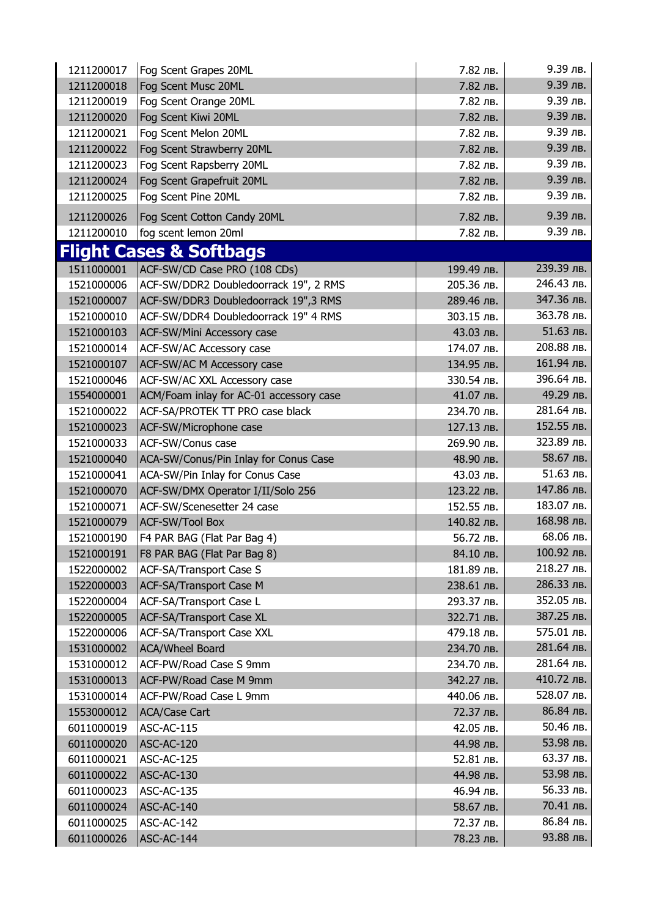| | | | |
|---|---|---|---|
| 1211200017 | Fog Scent Grapes 20ML | 7.82 лв. | 9.39 лв. |
| 1211200018 | Fog Scent Musc 20ML | 7.82 лв. | 9.39 лв. |
| 1211200019 | Fog Scent Orange 20ML | 7.82 лв. | 9.39 лв. |
| 1211200020 | Fog Scent Kiwi 20ML | 7.82 лв. | 9.39 лв. |
| 1211200021 | Fog Scent Melon 20ML | 7.82 лв. | 9.39 лв. |
| 1211200022 | Fog Scent Strawberry 20ML | 7.82 лв. | 9.39 лв. |
| 1211200023 | Fog Scent Rapsberry 20ML | 7.82 лв. | 9.39 лв. |
| 1211200024 | Fog Scent Grapefruit 20ML | 7.82 лв. | 9.39 лв. |
| 1211200025 | Fog Scent Pine 20ML | 7.82 лв. | 9.39 лв. |
| 1211200026 | Fog Scent Cotton Candy 20ML | 7.82 лв. | 9.39 лв. |
| 1211200010 | fog scent lemon 20ml | 7.82 лв. | 9.39 лв. |

## Flight Cases & Softbags

| | | | |
|---|---|---|---|
| 1511000001 | ACF-SW/CD Case PRO (108 CDs) | 199.49 лв. | 239.39 лв. |
| 1521000006 | ACF-SW/DDR2 Doubledoorrack 19", 2 RMS | 205.36 лв. | 246.43 лв. |
| 1521000007 | ACF-SW/DDR3 Doubledoorrack 19",3 RMS | 289.46 лв. | 347.36 лв. |
| 1521000010 | ACF-SW/DDR4 Doubledoorrack 19" 4 RMS | 303.15 лв. | 363.78 лв. |
| 1521000103 | ACF-SW/Mini Accessory case | 43.03 лв. | 51.63 лв. |
| 1521000014 | ACF-SW/AC Accessory case | 174.07 лв. | 208.88 лв. |
| 1521000107 | ACF-SW/AC M Accessory case | 134.95 лв. | 161.94 лв. |
| 1521000046 | ACF-SW/AC XXL Accessory case | 330.54 лв. | 396.64 лв. |
| 1554000001 | ACM/Foam inlay for AC-01 accessory case | 41.07 лв. | 49.29 лв. |
| 1521000022 | ACF-SA/PROTEK TT PRO case black | 234.70 лв. | 281.64 лв. |
| 1521000023 | ACF-SW/Microphone case | 127.13 лв. | 152.55 лв. |
| 1521000033 | ACF-SW/Conus case | 269.90 лв. | 323.89 лв. |
| 1521000040 | ACA-SW/Conus/Pin Inlay for Conus Case | 48.90 лв. | 58.67 лв. |
| 1521000041 | ACA-SW/Pin Inlay for Conus Case | 43.03 лв. | 51.63 лв. |
| 1521000070 | ACF-SW/DMX Operator I/II/Solo 256 | 123.22 лв. | 147.86 лв. |
| 1521000071 | ACF-SW/Scenesetter 24 case | 152.55 лв. | 183.07 лв. |
| 1521000079 | ACF-SW/Tool Box | 140.82 лв. | 168.98 лв. |
| 1521000190 | F4 PAR BAG (Flat Par Bag 4) | 56.72 лв. | 68.06 лв. |
| 1521000191 | F8 PAR BAG (Flat Par Bag 8) | 84.10 лв. | 100.92 лв. |
| 1522000002 | ACF-SA/Transport Case S | 181.89 лв. | 218.27 лв. |
| 1522000003 | ACF-SA/Transport Case M | 238.61 лв. | 286.33 лв. |
| 1522000004 | ACF-SA/Transport Case L | 293.37 лв. | 352.05 лв. |
| 1522000005 | ACF-SA/Transport Case XL | 322.71 лв. | 387.25 лв. |
| 1522000006 | ACF-SA/Transport Case XXL | 479.18 лв. | 575.01 лв. |
| 1531000002 | ACA/Wheel Board | 234.70 лв. | 281.64 лв. |
| 1531000012 | ACF-PW/Road Case S 9mm | 234.70 лв. | 281.64 лв. |
| 1531000013 | ACF-PW/Road Case M 9mm | 342.27 лв. | 410.72 лв. |
| 1531000014 | ACF-PW/Road Case L 9mm | 440.06 лв. | 528.07 лв. |
| 1553000012 | ACA/Case Cart | 72.37 лв. | 86.84 лв. |
| 6011000019 | ASC-AC-115 | 42.05 лв. | 50.46 лв. |
| 6011000020 | ASC-AC-120 | 44.98 лв. | 53.98 лв. |
| 6011000021 | ASC-AC-125 | 52.81 лв. | 63.37 лв. |
| 6011000022 | ASC-AC-130 | 44.98 лв. | 53.98 лв. |
| 6011000023 | ASC-AC-135 | 46.94 лв. | 56.33 лв. |
| 6011000024 | ASC-AC-140 | 58.67 лв. | 70.41 лв. |
| 6011000025 | ASC-AC-142 | 72.37 лв. | 86.84 лв. |
| 6011000026 | ASC-AC-144 | 78.23 лв. | 93.88 лв. |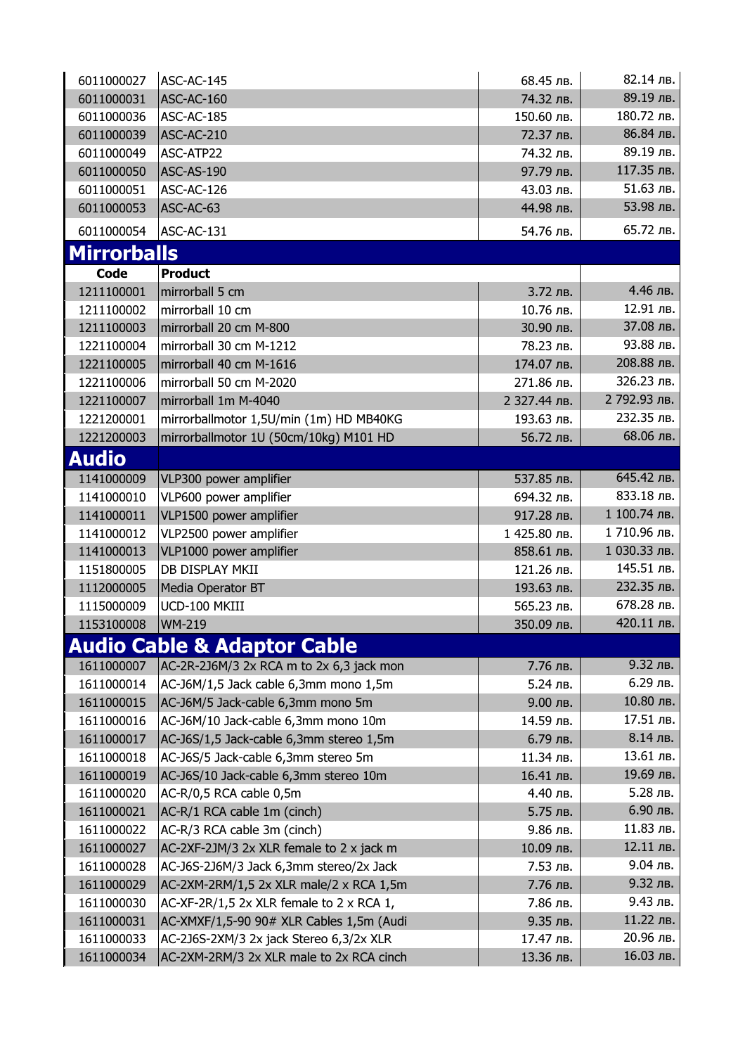| | | | |
|---|---|---|---|
| 6011000027 | ASC-AC-145 | 68.45 лв. | 82.14 лв. |
| 6011000031 | ASC-AC-160 | 74.32 лв. | 89.19 лв. |
| 6011000036 | ASC-AC-185 | 150.60 лв. | 180.72 лв. |
| 6011000039 | ASC-AC-210 | 72.37 лв. | 86.84 лв. |
| 6011000049 | ASC-ATP22 | 74.32 лв. | 89.19 лв. |
| 6011000050 | ASC-AS-190 | 97.79 лв. | 117.35 лв. |
| 6011000051 | ASC-AC-126 | 43.03 лв. | 51.63 лв. |
| 6011000053 | ASC-AC-63 | 44.98 лв. | 53.98 лв. |
| 6011000054 | ASC-AC-131 | 54.76 лв. | 65.72 лв. |

## Mirrorballs

| Code | Product | | |
|---|---|---|---|
| 1211100001 | mirrorball 5 cm | 3.72 лв. | 4.46 лв. |
| 1211100002 | mirrorball 10 cm | 10.76 лв. | 12.91 лв. |
| 1211100003 | mirrorball 20 cm M-800 | 30.90 лв. | 37.08 лв. |
| 1221100004 | mirrorball 30 cm M-1212 | 78.23 лв. | 93.88 лв. |
| 1221100005 | mirrorball 40 cm M-1616 | 174.07 лв. | 208.88 лв. |
| 1221100006 | mirrorball 50 cm M-2020 | 271.86 лв. | 326.23 лв. |
| 1221100007 | mirrorball 1m M-4040 | 2 327.44 лв. | 2 792.93 лв. |
| 1221200001 | mirrorballmotor 1,5U/min (1m) HD MB40KG | 193.63 лв. | 232.35 лв. |
| 1221200003 | mirrorballmotor 1U (50cm/10kg) M101 HD | 56.72 лв. | 68.06 лв. |

## Audio

| | | | |
|---|---|---|---|
| 1141000009 | VLP300 power amplifier | 537.85 лв. | 645.42 лв. |
| 1141000010 | VLP600 power amplifier | 694.32 лв. | 833.18 лв. |
| 1141000011 | VLP1500 power amplifier | 917.28 лв. | 1 100.74 лв. |
| 1141000012 | VLP2500 power amplifier | 1 425.80 лв. | 1 710.96 лв. |
| 1141000013 | VLP1000 power amplifier | 858.61 лв. | 1 030.33 лв. |
| 1151800005 | DB DISPLAY MKII | 121.26 лв. | 145.51 лв. |
| 1112000005 | Media Operator BT | 193.63 лв. | 232.35 лв. |
| 1115000009 | UCD-100 MKIII | 565.23 лв. | 678.28 лв. |
| 1153100008 | WM-219 | 350.09 лв. | 420.11 лв. |

## Audio Cable & Adaptor Cable

| | | | |
|---|---|---|---|
| 1611000007 | AC-2R-2J6M/3 2x RCA m to 2x 6,3 jack mon | 7.76 лв. | 9.32 лв. |
| 1611000014 | AC-J6M/1,5 Jack cable 6,3mm mono 1,5m | 5.24 лв. | 6.29 лв. |
| 1611000015 | AC-J6M/5 Jack-cable 6,3mm mono 5m | 9.00 лв. | 10.80 лв. |
| 1611000016 | AC-J6M/10 Jack-cable 6,3mm mono 10m | 14.59 лв. | 17.51 лв. |
| 1611000017 | AC-J6S/1,5 Jack-cable 6,3mm stereo 1,5m | 6.79 лв. | 8.14 лв. |
| 1611000018 | AC-J6S/5 Jack-cable 6,3mm stereo 5m | 11.34 лв. | 13.61 лв. |
| 1611000019 | AC-J6S/10 Jack-cable 6,3mm stereo 10m | 16.41 лв. | 19.69 лв. |
| 1611000020 | AC-R/0,5 RCA cable 0,5m | 4.40 лв. | 5.28 лв. |
| 1611000021 | AC-R/1 RCA cable 1m (cinch) | 5.75 лв. | 6.90 лв. |
| 1611000022 | AC-R/3 RCA cable 3m (cinch) | 9.86 лв. | 11.83 лв. |
| 1611000027 | AC-2XF-2JM/3 2x XLR female to 2 x jack m | 10.09 лв. | 12.11 лв. |
| 1611000028 | AC-J6S-2J6M/3 Jack 6,3mm stereo/2x Jack | 7.53 лв. | 9.04 лв. |
| 1611000029 | AC-2XM-2RM/1,5 2x XLR male/2 x RCA 1,5m | 7.76 лв. | 9.32 лв. |
| 1611000030 | AC-XF-2R/1,5 2x XLR female to 2 x RCA 1, | 7.86 лв. | 9.43 лв. |
| 1611000031 | AC-XMXF/1,5-90 90# XLR Cables 1,5m (Audi | 9.35 лв. | 11.22 лв. |
| 1611000033 | AC-2J6S-2XM/3 2x jack Stereo 6,3/2x XLR | 17.47 лв. | 20.96 лв. |
| 1611000034 | AC-2XM-2RM/3 2x XLR male to 2x RCA cinch | 13.36 лв. | 16.03 лв. |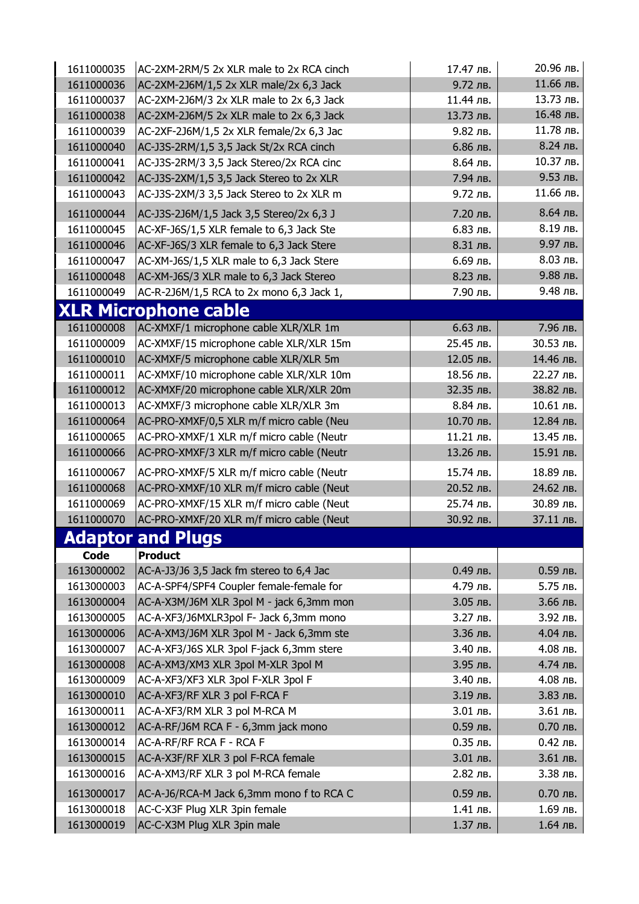| | | | |
|---|---|---|---|
| 1611000035 | AC-2XM-2RM/5 2x XLR male to 2x RCA cinch | 17.47 лв. | 20.96 лв. |
| 1611000036 | AC-2XM-2J6M/1,5 2x XLR male/2x 6,3 Jack | 9.72 лв. | 11.66 лв. |
| 1611000037 | AC-2XM-2J6M/3 2x XLR male to 2x 6,3 Jack | 11.44 лв. | 13.73 лв. |
| 1611000038 | AC-2XM-2J6M/5 2x XLR male to 2x 6,3 Jack | 13.73 лв. | 16.48 лв. |
| 1611000039 | AC-2XF-2J6M/1,5 2x XLR female/2x 6,3 Jac | 9.82 лв. | 11.78 лв. |
| 1611000040 | AC-J3S-2RM/1,5 3,5 Jack St/2x RCA cinch | 6.86 лв. | 8.24 лв. |
| 1611000041 | AC-J3S-2RM/3 3,5 Jack Stereo/2x RCA cinc | 8.64 лв. | 10.37 лв. |
| 1611000042 | AC-J3S-2XM/1,5 3,5 Jack Stereo to 2x XLR | 7.94 лв. | 9.53 лв. |
| 1611000043 | AC-J3S-2XM/3 3,5 Jack Stereo to 2x XLR m | 9.72 лв. | 11.66 лв. |
| 1611000044 | AC-J3S-2J6M/1,5 Jack 3,5 Stereo/2x 6,3 J | 7.20 лв. | 8.64 лв. |
| 1611000045 | AC-XF-J6S/1,5 XLR female to 6,3 Jack Ste | 6.83 лв. | 8.19 лв. |
| 1611000046 | AC-XF-J6S/3 XLR female to 6,3 Jack Stere | 8.31 лв. | 9.97 лв. |
| 1611000047 | AC-XM-J6S/1,5 XLR male to 6,3 Jack Stere | 6.69 лв. | 8.03 лв. |
| 1611000048 | AC-XM-J6S/3 XLR male to 6,3 Jack Stereo | 8.23 лв. | 9.88 лв. |
| 1611000049 | AC-R-2J6M/1,5 RCA to 2x mono 6,3 Jack 1, | 7.90 лв. | 9.48 лв. |

## XLR Microphone cable

| | | | |
|---|---|---|---|
| 1611000008 | AC-XMXF/1 microphone cable XLR/XLR 1m | 6.63 лв. | 7.96 лв. |
| 1611000009 | AC-XMXF/15 microphone cable XLR/XLR 15m | 25.45 лв. | 30.53 лв. |
| 1611000010 | AC-XMXF/5 microphone cable XLR/XLR 5m | 12.05 лв. | 14.46 лв. |
| 1611000011 | AC-XMXF/10 microphone cable XLR/XLR 10m | 18.56 лв. | 22.27 лв. |
| 1611000012 | AC-XMXF/20 microphone cable XLR/XLR 20m | 32.35 лв. | 38.82 лв. |
| 1611000013 | AC-XMXF/3 microphone cable XLR/XLR 3m | 8.84 лв. | 10.61 лв. |
| 1611000064 | AC-PRO-XMXF/0,5 XLR m/f micro cable (Neu | 10.70 лв. | 12.84 лв. |
| 1611000065 | AC-PRO-XMXF/1 XLR m/f micro cable (Neutr | 11.21 лв. | 13.45 лв. |
| 1611000066 | AC-PRO-XMXF/3 XLR m/f micro cable (Neutr | 13.26 лв. | 15.91 лв. |
| 1611000067 | AC-PRO-XMXF/5 XLR m/f micro cable (Neutr | 15.74 лв. | 18.89 лв. |
| 1611000068 | AC-PRO-XMXF/10 XLR m/f micro cable (Neut | 20.52 лв. | 24.62 лв. |
| 1611000069 | AC-PRO-XMXF/15 XLR m/f micro cable (Neut | 25.74 лв. | 30.89 лв. |
| 1611000070 | AC-PRO-XMXF/20 XLR m/f micro cable (Neut | 30.92 лв. | 37.11 лв. |

## Adaptor and Plugs

| Code | Product | | |
|---|---|---|---|
| 1613000002 | AC-A-J3/J6 3,5 Jack fm stereo to 6,4 Jac | 0.49 лв. | 0.59 лв. |
| 1613000003 | AC-A-SPF4/SPF4 Coupler female-female for | 4.79 лв. | 5.75 лв. |
| 1613000004 | AC-A-X3M/J6M XLR 3pol M - jack 6,3mm mon | 3.05 лв. | 3.66 лв. |
| 1613000005 | AC-A-XF3/J6MXLR3pol F- Jack 6,3mm mono | 3.27 лв. | 3.92 лв. |
| 1613000006 | AC-A-XM3/J6M XLR 3pol M - Jack 6,3mm ste | 3.36 лв. | 4.04 лв. |
| 1613000007 | AC-A-XF3/J6S XLR 3pol F-jack 6,3mm stere | 3.40 лв. | 4.08 лв. |
| 1613000008 | AC-A-XM3/XM3 XLR 3pol M-XLR 3pol M | 3.95 лв. | 4.74 лв. |
| 1613000009 | AC-A-XF3/XF3 XLR 3pol F-XLR 3pol F | 3.40 лв. | 4.08 лв. |
| 1613000010 | AC-A-XF3/RF XLR 3 pol F-RCA F | 3.19 лв. | 3.83 лв. |
| 1613000011 | AC-A-XF3/RM XLR 3 pol M-RCA M | 3.01 лв. | 3.61 лв. |
| 1613000012 | AC-A-RF/J6M RCA F - 6,3mm jack mono | 0.59 лв. | 0.70 лв. |
| 1613000014 | AC-A-RF/RF RCA F - RCA F | 0.35 лв. | 0.42 лв. |
| 1613000015 | AC-A-X3F/RF XLR 3 pol F-RCA female | 3.01 лв. | 3.61 лв. |
| 1613000016 | AC-A-XM3/RF XLR 3 pol M-RCA female | 2.82 лв. | 3.38 лв. |
| 1613000017 | AC-A-J6/RCA-M Jack 6,3mm mono f to RCA C | 0.59 лв. | 0.70 лв. |
| 1613000018 | AC-C-X3F Plug XLR 3pin female | 1.41 лв. | 1.69 лв. |
| 1613000019 | AC-C-X3M Plug XLR 3pin male | 1.37 лв. | 1.64 лв. |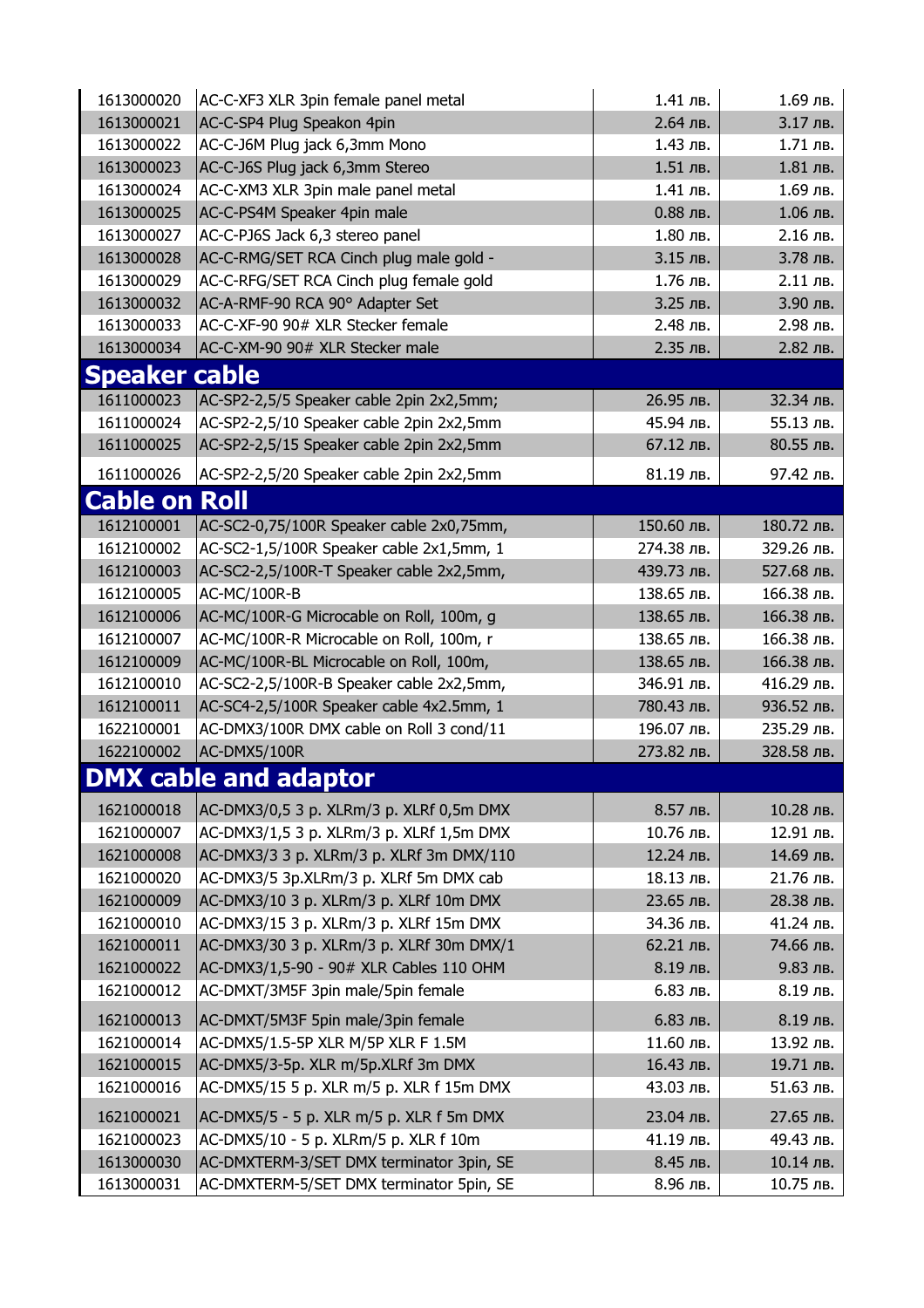| | | | |
|---|---|---|---|
| 1613000020 | AC-C-XF3 XLR 3pin female panel metal | 1.41 лв. | 1.69 лв. |
| 1613000021 | AC-C-SP4 Plug Speakon 4pin | 2.64 лв. | 3.17 лв. |
| 1613000022 | AC-C-J6M Plug jack 6,3mm Mono | 1.43 лв. | 1.71 лв. |
| 1613000023 | AC-C-J6S Plug jack 6,3mm Stereo | 1.51 лв. | 1.81 лв. |
| 1613000024 | AC-C-XM3 XLR 3pin male panel metal | 1.41 лв. | 1.69 лв. |
| 1613000025 | AC-C-PS4M Speaker 4pin male | 0.88 лв. | 1.06 лв. |
| 1613000027 | AC-C-PJ6S Jack 6,3 stereo panel | 1.80 лв. | 2.16 лв. |
| 1613000028 | AC-C-RMG/SET RCA Cinch plug male gold - | 3.15 лв. | 3.78 лв. |
| 1613000029 | AC-C-RFG/SET RCA Cinch plug female gold | 1.76 лв. | 2.11 лв. |
| 1613000032 | AC-A-RMF-90 RCA 90° Adapter Set | 3.25 лв. | 3.90 лв. |
| 1613000033 | AC-C-XF-90 90# XLR Stecker female | 2.48 лв. | 2.98 лв. |
| 1613000034 | AC-C-XM-90 90# XLR Stecker male | 2.35 лв. | 2.82 лв. |

## Speaker cable

| | | | |
|---|---|---|---|
| 1611000023 | AC-SP2-2,5/5 Speaker cable 2pin 2x2,5mm; | 26.95 лв. | 32.34 лв. |
| 1611000024 | AC-SP2-2,5/10 Speaker cable 2pin 2x2,5mm | 45.94 лв. | 55.13 лв. |
| 1611000025 | AC-SP2-2,5/15 Speaker cable 2pin 2x2,5mm | 67.12 лв. | 80.55 лв. |
| 1611000026 | AC-SP2-2,5/20 Speaker cable 2pin 2x2,5mm | 81.19 лв. | 97.42 лв. |

## Cable on Roll

| | | | |
|---|---|---|---|
| 1612100001 | AC-SC2-0,75/100R Speaker cable 2x0,75mm, | 150.60 лв. | 180.72 лв. |
| 1612100002 | AC-SC2-1,5/100R Speaker cable 2x1,5mm, 1 | 274.38 лв. | 329.26 лв. |
| 1612100003 | AC-SC2-2,5/100R-T Speaker cable 2x2,5mm, | 439.73 лв. | 527.68 лв. |
| 1612100005 | AC-MC/100R-B | 138.65 лв. | 166.38 лв. |
| 1612100006 | AC-MC/100R-G Microcable on Roll, 100m, g | 138.65 лв. | 166.38 лв. |
| 1612100007 | AC-MC/100R-R Microcable on Roll, 100m, r | 138.65 лв. | 166.38 лв. |
| 1612100009 | AC-MC/100R-BL Microcable on Roll, 100m, | 138.65 лв. | 166.38 лв. |
| 1612100010 | AC-SC2-2,5/100R-B Speaker cable 2x2,5mm, | 346.91 лв. | 416.29 лв. |
| 1612100011 | AC-SC4-2,5/100R Speaker cable 4x2.5mm, 1 | 780.43 лв. | 936.52 лв. |
| 1622100001 | AC-DMX3/100R DMX cable on Roll 3 cond/11 | 196.07 лв. | 235.29 лв. |
| 1622100002 | AC-DMX5/100R | 273.82 лв. | 328.58 лв. |

## DMX cable and adaptor

| | | | |
|---|---|---|---|
| 1621000018 | AC-DMX3/0,5 3 p. XLRm/3 p. XLRf 0,5m DMX | 8.57 лв. | 10.28 лв. |
| 1621000007 | AC-DMX3/1,5 3 p. XLRm/3 p. XLRf 1,5m DMX | 10.76 лв. | 12.91 лв. |
| 1621000008 | AC-DMX3/3 3 p. XLRm/3 p. XLRf 3m DMX/110 | 12.24 лв. | 14.69 лв. |
| 1621000020 | AC-DMX3/5 3p.XLRm/3 p. XLRf 5m DMX cab | 18.13 лв. | 21.76 лв. |
| 1621000009 | AC-DMX3/10 3 p. XLRm/3 p. XLRf 10m DMX | 23.65 лв. | 28.38 лв. |
| 1621000010 | AC-DMX3/15 3 p. XLRm/3 p. XLRf 15m DMX | 34.36 лв. | 41.24 лв. |
| 1621000011 | AC-DMX3/30 3 p. XLRm/3 p. XLRf 30m DMX/1 | 62.21 лв. | 74.66 лв. |
| 1621000022 | AC-DMX3/1,5-90 - 90# XLR Cables 110 OHM | 8.19 лв. | 9.83 лв. |
| 1621000012 | AC-DMXT/3M5F 3pin male/5pin female | 6.83 лв. | 8.19 лв. |
| 1621000013 | AC-DMXT/5M3F 5pin male/3pin female | 6.83 лв. | 8.19 лв. |
| 1621000014 | AC-DMX5/1.5-5P XLR M/5P XLR F 1.5M | 11.60 лв. | 13.92 лв. |
| 1621000015 | AC-DMX5/3-5p. XLR m/5p.XLRf 3m DMX | 16.43 лв. | 19.71 лв. |
| 1621000016 | AC-DMX5/15 5 p. XLR m/5 p. XLR f 15m DMX | 43.03 лв. | 51.63 лв. |
| 1621000021 | AC-DMX5/5 - 5 p. XLR m/5 p. XLR f 5m DMX | 23.04 лв. | 27.65 лв. |
| 1621000023 | AC-DMX5/10 - 5 p. XLRm/5 p. XLR f 10m | 41.19 лв. | 49.43 лв. |
| 1613000030 | AC-DMXTERM-3/SET DMX terminator 3pin, SE | 8.45 лв. | 10.14 лв. |
| 1613000031 | AC-DMXTERM-5/SET DMX terminator 5pin, SE | 8.96 лв. | 10.75 лв. |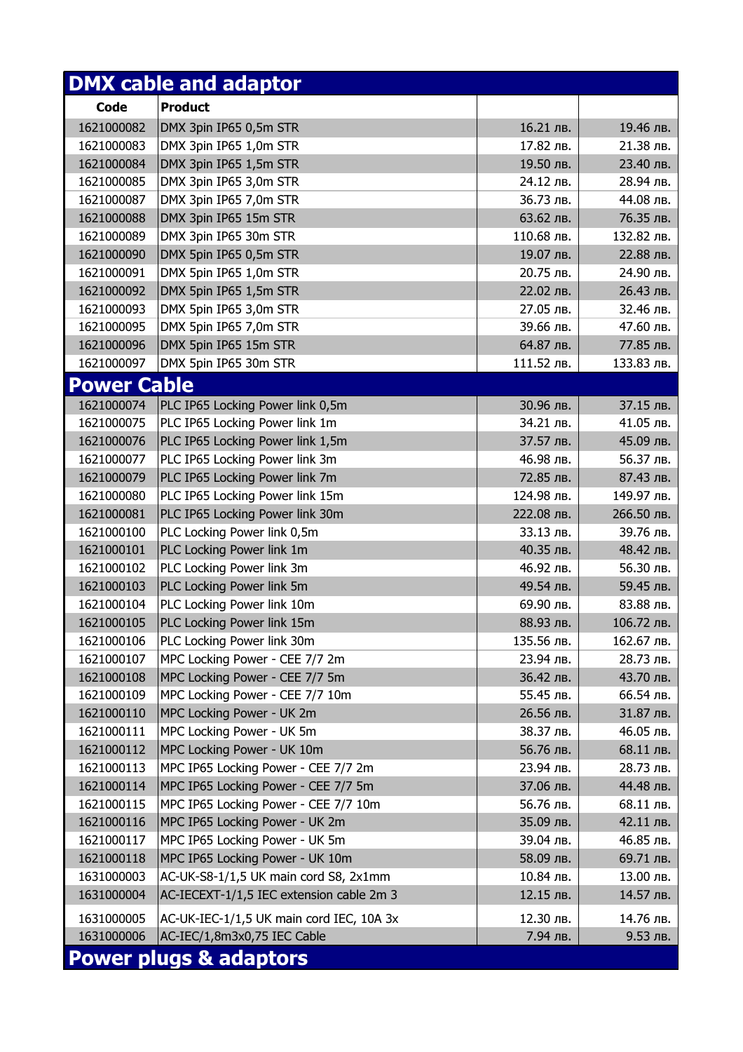## DMX cable and adaptor

| Code | Product | | |
|---|---|---|---|
| 1621000082 | DMX 3pin IP65 0,5m STR | 16.21 лв. | 19.46 лв. |
| 1621000083 | DMX 3pin IP65 1,0m STR | 17.82 лв. | 21.38 лв. |
| 1621000084 | DMX 3pin IP65 1,5m STR | 19.50 лв. | 23.40 лв. |
| 1621000085 | DMX 3pin IP65 3,0m STR | 24.12 лв. | 28.94 лв. |
| 1621000087 | DMX 3pin IP65 7,0m STR | 36.73 лв. | 44.08 лв. |
| 1621000088 | DMX 3pin IP65 15m STR | 63.62 лв. | 76.35 лв. |
| 1621000089 | DMX 3pin IP65 30m STR | 110.68 лв. | 132.82 лв. |
| 1621000090 | DMX 5pin IP65 0,5m STR | 19.07 лв. | 22.88 лв. |
| 1621000091 | DMX 5pin IP65 1,0m STR | 20.75 лв. | 24.90 лв. |
| 1621000092 | DMX 5pin IP65 1,5m STR | 22.02 лв. | 26.43 лв. |
| 1621000093 | DMX 5pin IP65 3,0m STR | 27.05 лв. | 32.46 лв. |
| 1621000095 | DMX 5pin IP65 7,0m STR | 39.66 лв. | 47.60 лв. |
| 1621000096 | DMX 5pin IP65 15m STR | 64.87 лв. | 77.85 лв. |
| 1621000097 | DMX 5pin IP65 30m STR | 111.52 лв. | 133.83 лв. |

## Power Cable

| Code | Product | | |
|---|---|---|---|
| 1621000074 | PLC IP65 Locking Power link 0,5m | 30.96 лв. | 37.15 лв. |
| 1621000075 | PLC IP65 Locking Power link 1m | 34.21 лв. | 41.05 лв. |
| 1621000076 | PLC IP65 Locking Power link 1,5m | 37.57 лв. | 45.09 лв. |
| 1621000077 | PLC IP65 Locking Power link 3m | 46.98 лв. | 56.37 лв. |
| 1621000079 | PLC IP65 Locking Power link 7m | 72.85 лв. | 87.43 лв. |
| 1621000080 | PLC IP65 Locking Power link 15m | 124.98 лв. | 149.97 лв. |
| 1621000081 | PLC IP65 Locking Power link 30m | 222.08 лв. | 266.50 лв. |
| 1621000100 | PLC Locking Power link 0,5m | 33.13 лв. | 39.76 лв. |
| 1621000101 | PLC Locking Power link 1m | 40.35 лв. | 48.42 лв. |
| 1621000102 | PLC Locking Power link 3m | 46.92 лв. | 56.30 лв. |
| 1621000103 | PLC Locking Power link 5m | 49.54 лв. | 59.45 лв. |
| 1621000104 | PLC Locking Power link 10m | 69.90 лв. | 83.88 лв. |
| 1621000105 | PLC Locking Power link 15m | 88.93 лв. | 106.72 лв. |
| 1621000106 | PLC Locking Power link 30m | 135.56 лв. | 162.67 лв. |
| 1621000107 | MPC Locking Power - CEE 7/7 2m | 23.94 лв. | 28.73 лв. |
| 1621000108 | MPC Locking Power - CEE 7/7 5m | 36.42 лв. | 43.70 лв. |
| 1621000109 | MPC Locking Power - CEE 7/7 10m | 55.45 лв. | 66.54 лв. |
| 1621000110 | MPC Locking Power - UK 2m | 26.56 лв. | 31.87 лв. |
| 1621000111 | MPC Locking Power - UK 5m | 38.37 лв. | 46.05 лв. |
| 1621000112 | MPC Locking Power - UK 10m | 56.76 лв. | 68.11 лв. |
| 1621000113 | MPC IP65 Locking Power - CEE 7/7 2m | 23.94 лв. | 28.73 лв. |
| 1621000114 | MPC IP65 Locking Power - CEE 7/7 5m | 37.06 лв. | 44.48 лв. |
| 1621000115 | MPC IP65 Locking Power - CEE 7/7 10m | 56.76 лв. | 68.11 лв. |
| 1621000116 | MPC IP65 Locking Power - UK 2m | 35.09 лв. | 42.11 лв. |
| 1621000117 | MPC IP65 Locking Power - UK 5m | 39.04 лв. | 46.85 лв. |
| 1621000118 | MPC IP65 Locking Power - UK 10m | 58.09 лв. | 69.71 лв. |
| 1631000003 | AC-UK-S8-1/1,5 UK main cord S8, 2x1mm | 10.84 лв. | 13.00 лв. |
| 1631000004 | AC-IECEXT-1/1,5 IEC extension cable 2m 3 | 12.15 лв. | 14.57 лв. |
| 1631000005 | AC-UK-IEC-1/1,5 UK main cord IEC, 10A 3x | 12.30 лв. | 14.76 лв. |
| 1631000006 | AC-IEC/1,8m3x0,75 IEC Cable | 7.94 лв. | 9.53 лв. |

## Power plugs & adaptors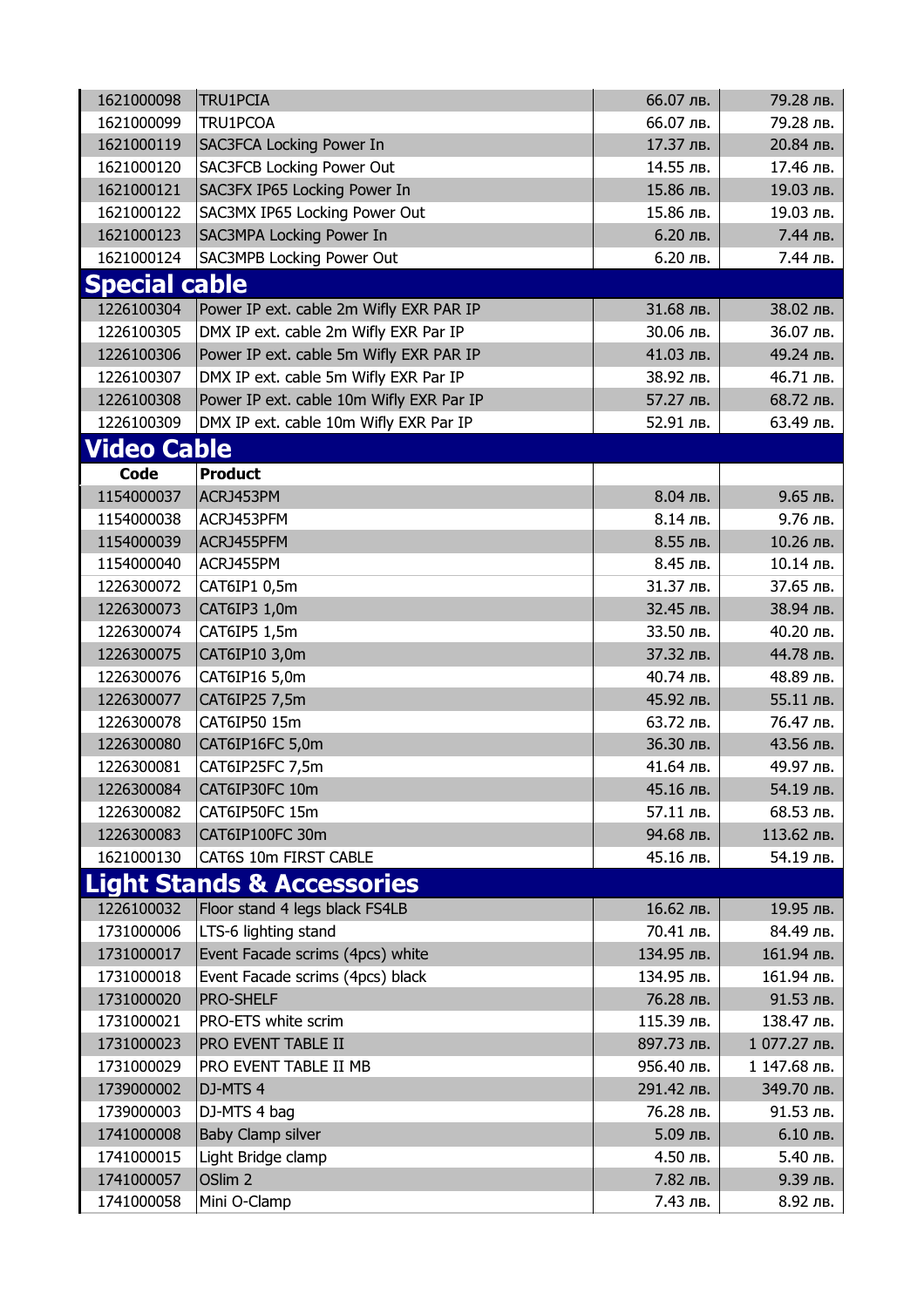| | | | |
|---|---|---|---|
| 1621000098 | TRU1PCIA | 66.07 лв. | 79.28 лв. |
| 1621000099 | TRU1PCOA | 66.07 лв. | 79.28 лв. |
| 1621000119 | SAC3FCA Locking Power In | 17.37 лв. | 20.84 лв. |
| 1621000120 | SAC3FCB Locking Power Out | 14.55 лв. | 17.46 лв. |
| 1621000121 | SAC3FX IP65 Locking Power In | 15.86 лв. | 19.03 лв. |
| 1621000122 | SAC3MX IP65 Locking Power Out | 15.86 лв. | 19.03 лв. |
| 1621000123 | SAC3MPA Locking Power In | 6.20 лв. | 7.44 лв. |
| 1621000124 | SAC3MPB Locking Power Out | 6.20 лв. | 7.44 лв. |

## Special cable

| | | | |
|---|---|---|---|
| 1226100304 | Power IP ext. cable 2m Wifly EXR PAR IP | 31.68 лв. | 38.02 лв. |
| 1226100305 | DMX IP ext. cable 2m Wifly EXR Par IP | 30.06 лв. | 36.07 лв. |
| 1226100306 | Power IP ext. cable 5m Wifly EXR PAR IP | 41.03 лв. | 49.24 лв. |
| 1226100307 | DMX IP ext. cable 5m Wifly EXR Par IP | 38.92 лв. | 46.71 лв. |
| 1226100308 | Power IP ext. cable 10m Wifly EXR Par IP | 57.27 лв. | 68.72 лв. |
| 1226100309 | DMX IP ext. cable 10m Wifly EXR Par IP | 52.91 лв. | 63.49 лв. |

## Video Cable

| Code | Product | | |
|---|---|---|---|
| 1154000037 | ACRJ453PM | 8.04 лв. | 9.65 лв. |
| 1154000038 | ACRJ453PFM | 8.14 лв. | 9.76 лв. |
| 1154000039 | ACRJ455PFM | 8.55 лв. | 10.26 лв. |
| 1154000040 | ACRJ455PM | 8.45 лв. | 10.14 лв. |
| 1226300072 | CAT6IP1 0,5m | 31.37 лв. | 37.65 лв. |
| 1226300073 | CAT6IP3 1,0m | 32.45 лв. | 38.94 лв. |
| 1226300074 | CAT6IP5 1,5m | 33.50 лв. | 40.20 лв. |
| 1226300075 | CAT6IP10 3,0m | 37.32 лв. | 44.78 лв. |
| 1226300076 | CAT6IP16 5,0m | 40.74 лв. | 48.89 лв. |
| 1226300077 | CAT6IP25 7,5m | 45.92 лв. | 55.11 лв. |
| 1226300078 | CAT6IP50 15m | 63.72 лв. | 76.47 лв. |
| 1226300080 | CAT6IP16FC 5,0m | 36.30 лв. | 43.56 лв. |
| 1226300081 | CAT6IP25FC 7,5m | 41.64 лв. | 49.97 лв. |
| 1226300084 | CAT6IP30FC 10m | 45.16 лв. | 54.19 лв. |
| 1226300082 | CAT6IP50FC 15m | 57.11 лв. | 68.53 лв. |
| 1226300083 | CAT6IP100FC 30m | 94.68 лв. | 113.62 лв. |
| 1621000130 | CAT6S 10m FIRST CABLE | 45.16 лв. | 54.19 лв. |

## Light Stands & Accessories

| | | | |
|---|---|---|---|
| 1226100032 | Floor stand 4 legs black FS4LB | 16.62 лв. | 19.95 лв. |
| 1731000006 | LTS-6 lighting stand | 70.41 лв. | 84.49 лв. |
| 1731000017 | Event Facade scrims (4pcs) white | 134.95 лв. | 161.94 лв. |
| 1731000018 | Event Facade scrims (4pcs) black | 134.95 лв. | 161.94 лв. |
| 1731000020 | PRO-SHELF | 76.28 лв. | 91.53 лв. |
| 1731000021 | PRO-ETS white scrim | 115.39 лв. | 138.47 лв. |
| 1731000023 | PRO EVENT TABLE II | 897.73 лв. | 1 077.27 лв. |
| 1731000029 | PRO EVENT TABLE II MB | 956.40 лв. | 1 147.68 лв. |
| 1739000002 | DJ-MTS 4 | 291.42 лв. | 349.70 лв. |
| 1739000003 | DJ-MTS 4 bag | 76.28 лв. | 91.53 лв. |
| 1741000008 | Baby Clamp silver | 5.09 лв. | 6.10 лв. |
| 1741000015 | Light Bridge clamp | 4.50 лв. | 5.40 лв. |
| 1741000057 | OSlim 2 | 7.82 лв. | 9.39 лв. |
| 1741000058 | Mini O-Clamp | 7.43 лв. | 8.92 лв. |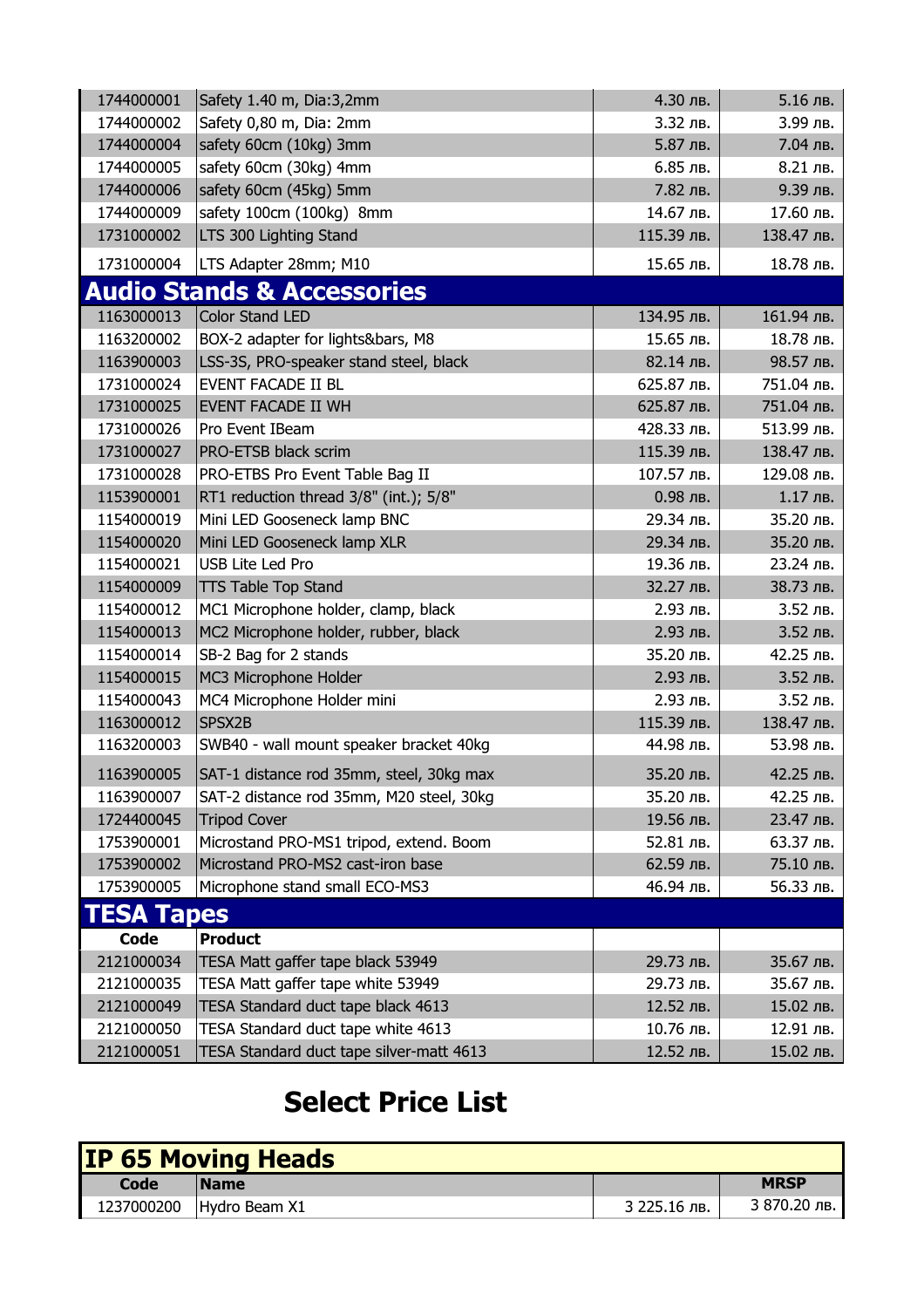| | | | |
|---|---|---|---|
| 1744000001 | Safety 1.40 m, Dia:3,2mm | 4.30 лв. | 5.16 лв. |
| 1744000002 | Safety 0,80 m, Dia: 2mm | 3.32 лв. | 3.99 лв. |
| 1744000004 | safety 60cm (10kg) 3mm | 5.87 лв. | 7.04 лв. |
| 1744000005 | safety 60cm (30kg) 4mm | 6.85 лв. | 8.21 лв. |
| 1744000006 | safety 60cm (45kg) 5mm | 7.82 лв. | 9.39 лв. |
| 1744000009 | safety 100cm (100kg) 8mm | 14.67 лв. | 17.60 лв. |
| 1731000002 | LTS 300 Lighting Stand | 115.39 лв. | 138.47 лв. |
| 1731000004 | LTS Adapter 28mm; M10 | 15.65 лв. | 18.78 лв. |

## Audio Stands & Accessories

| | | | |
|---|---|---|---|
| 1163000013 | Color Stand LED | 134.95 лв. | 161.94 лв. |
| 1163200002 | BOX-2 adapter for lights&bars, M8 | 15.65 лв. | 18.78 лв. |
| 1163900003 | LSS-3S, PRO-speaker stand steel, black | 82.14 лв. | 98.57 лв. |
| 1731000024 | EVENT FACADE II BL | 625.87 лв. | 751.04 лв. |
| 1731000025 | EVENT FACADE II WH | 625.87 лв. | 751.04 лв. |
| 1731000026 | Pro Event IBeam | 428.33 лв. | 513.99 лв. |
| 1731000027 | PRO-ETSB black scrim | 115.39 лв. | 138.47 лв. |
| 1731000028 | PRO-ETBS Pro Event Table Bag II | 107.57 лв. | 129.08 лв. |
| 1153900001 | RT1 reduction thread 3/8" (int.); 5/8" | 0.98 лв. | 1.17 лв. |
| 1154000019 | Mini LED Gooseneck lamp BNC | 29.34 лв. | 35.20 лв. |
| 1154000020 | Mini LED Gooseneck lamp XLR | 29.34 лв. | 35.20 лв. |
| 1154000021 | USB Lite Led Pro | 19.36 лв. | 23.24 лв. |
| 1154000009 | TTS Table Top Stand | 32.27 лв. | 38.73 лв. |
| 1154000012 | MC1 Microphone holder, clamp, black | 2.93 лв. | 3.52 лв. |
| 1154000013 | MC2 Microphone holder, rubber, black | 2.93 лв. | 3.52 лв. |
| 1154000014 | SB-2 Bag for 2 stands | 35.20 лв. | 42.25 лв. |
| 1154000015 | MC3 Microphone Holder | 2.93 лв. | 3.52 лв. |
| 1154000043 | MC4 Microphone Holder mini | 2.93 лв. | 3.52 лв. |
| 1163000012 | SPSX2B | 115.39 лв. | 138.47 лв. |
| 1163200003 | SWB40 - wall mount speaker bracket 40kg | 44.98 лв. | 53.98 лв. |
| 1163900005 | SAT-1 distance rod 35mm, steel, 30kg max | 35.20 лв. | 42.25 лв. |
| 1163900007 | SAT-2 distance rod 35mm, M20 steel, 30kg | 35.20 лв. | 42.25 лв. |
| 1724400045 | Tripod Cover | 19.56 лв. | 23.47 лв. |
| 1753900001 | Microstand PRO-MS1 tripod, extend. Boom | 52.81 лв. | 63.37 лв. |
| 1753900002 | Microstand PRO-MS2 cast-iron base | 62.59 лв. | 75.10 лв. |
| 1753900005 | Microphone stand small ECO-MS3 | 46.94 лв. | 56.33 лв. |

## TESA Tapes

| Code | Product | | |
|---|---|---|---|
| 2121000034 | TESA Matt gaffer tape black 53949 | 29.73 лв. | 35.67 лв. |
| 2121000035 | TESA Matt gaffer tape white 53949 | 29.73 лв. | 35.67 лв. |
| 2121000049 | TESA Standard duct tape black 4613 | 12.52 лв. | 15.02 лв. |
| 2121000050 | TESA Standard duct tape white 4613 | 10.76 лв. | 12.91 лв. |
| 2121000051 | TESA Standard duct tape silver-matt 4613 | 12.52 лв. | 15.02 лв. |

# Select Price List

## IP 65 Moving Heads

| Code | Name | | MRSP |
|---|---|---|---|
| 1237000200 | Hydro Beam X1 | 3 225.16 лв. | 3 870.20 лв. |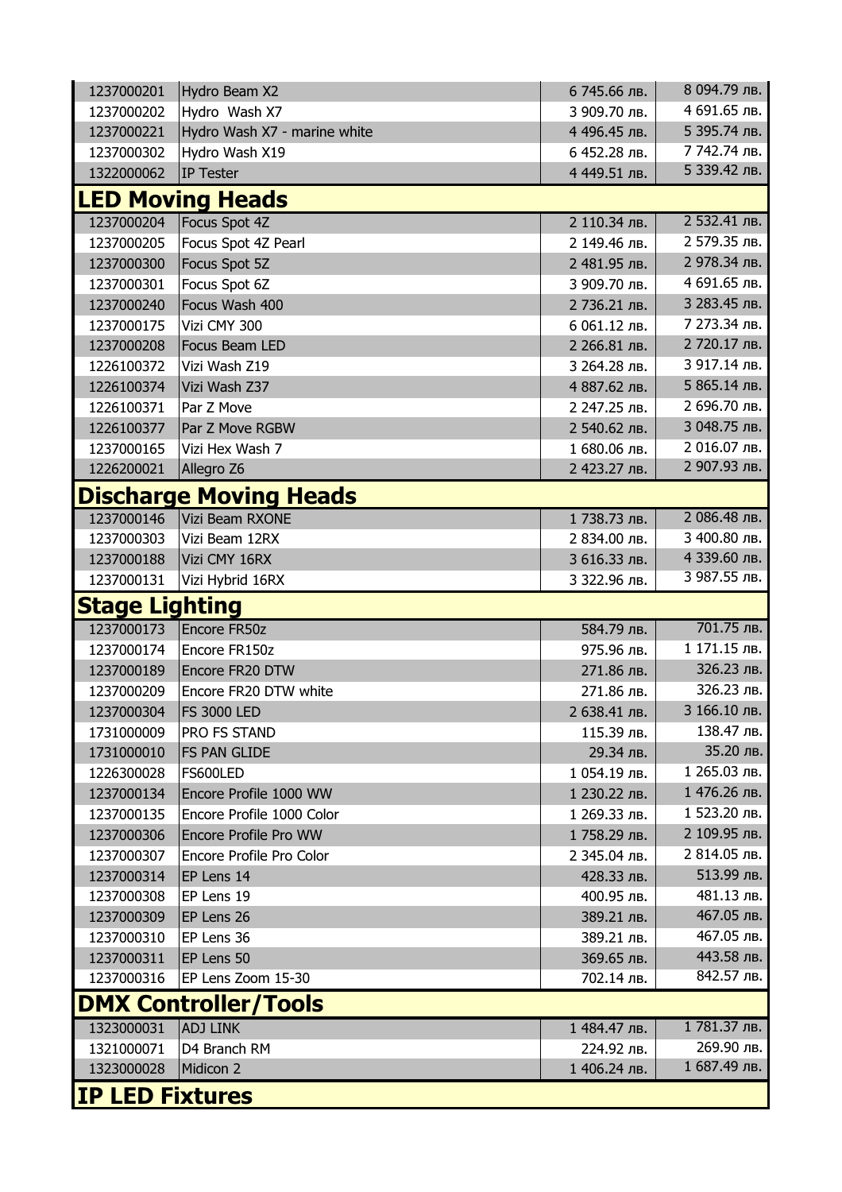| | | | |
|---|---|---|---|
| 1237000201 | Hydro Beam X2 | 6 745.66 лв. | 8 094.79 лв. |
| 1237000202 | Hydro Wash X7 | 3 909.70 лв. | 4 691.65 лв. |
| 1237000221 | Hydro Wash X7 - marine white | 4 496.45 лв. | 5 395.74 лв. |
| 1237000302 | Hydro Wash X19 | 6 452.28 лв. | 7 742.74 лв. |
| 1322000062 | IP Tester | 4 449.51 лв. | 5 339.42 лв. |

## LED Moving Heads

| | | | |
|---|---|---|---|
| 1237000204 | Focus Spot 4Z | 2 110.34 лв. | 2 532.41 лв. |
| 1237000205 | Focus Spot 4Z Pearl | 2 149.46 лв. | 2 579.35 лв. |
| 1237000300 | Focus Spot 5Z | 2 481.95 лв. | 2 978.34 лв. |
| 1237000301 | Focus Spot 6Z | 3 909.70 лв. | 4 691.65 лв. |
| 1237000240 | Focus Wash 400 | 2 736.21 лв. | 3 283.45 лв. |
| 1237000175 | Vizi CMY 300 | 6 061.12 лв. | 7 273.34 лв. |
| 1237000208 | Focus Beam LED | 2 266.81 лв. | 2 720.17 лв. |
| 1226100372 | Vizi Wash Z19 | 3 264.28 лв. | 3 917.14 лв. |
| 1226100374 | Vizi Wash Z37 | 4 887.62 лв. | 5 865.14 лв. |
| 1226100371 | Par Z Move | 2 247.25 лв. | 2 696.70 лв. |
| 1226100377 | Par Z Move RGBW | 2 540.62 лв. | 3 048.75 лв. |
| 1237000165 | Vizi Hex Wash 7 | 1 680.06 лв. | 2 016.07 лв. |
| 1226200021 | Allegro Z6 | 2 423.27 лв. | 2 907.93 лв. |

## Discharge Moving Heads

| | | | |
|---|---|---|---|
| 1237000146 | Vizi Beam RXONE | 1 738.73 лв. | 2 086.48 лв. |
| 1237000303 | Vizi Beam 12RX | 2 834.00 лв. | 3 400.80 лв. |
| 1237000188 | Vizi CMY 16RX | 3 616.33 лв. | 4 339.60 лв. |
| 1237000131 | Vizi Hybrid 16RX | 3 322.96 лв. | 3 987.55 лв. |

## Stage Lighting

| | | | |
|---|---|---|---|
| 1237000173 | Encore FR50z | 584.79 лв. | 701.75 лв. |
| 1237000174 | Encore FR150z | 975.96 лв. | 1 171.15 лв. |
| 1237000189 | Encore FR20 DTW | 271.86 лв. | 326.23 лв. |
| 1237000209 | Encore FR20 DTW white | 271.86 лв. | 326.23 лв. |
| 1237000304 | FS 3000 LED | 2 638.41 лв. | 3 166.10 лв. |
| 1731000009 | PRO FS STAND | 115.39 лв. | 138.47 лв. |
| 1731000010 | FS PAN GLIDE | 29.34 лв. | 35.20 лв. |
| 1226300028 | FS600LED | 1 054.19 лв. | 1 265.03 лв. |
| 1237000134 | Encore Profile 1000 WW | 1 230.22 лв. | 1 476.26 лв. |
| 1237000135 | Encore Profile 1000 Color | 1 269.33 лв. | 1 523.20 лв. |
| 1237000306 | Encore Profile Pro WW | 1 758.29 лв. | 2 109.95 лв. |
| 1237000307 | Encore Profile Pro Color | 2 345.04 лв. | 2 814.05 лв. |
| 1237000314 | EP Lens 14 | 428.33 лв. | 513.99 лв. |
| 1237000308 | EP Lens 19 | 400.95 лв. | 481.13 лв. |
| 1237000309 | EP Lens 26 | 389.21 лв. | 467.05 лв. |
| 1237000310 | EP Lens 36 | 389.21 лв. | 467.05 лв. |
| 1237000311 | EP Lens 50 | 369.65 лв. | 443.58 лв. |
| 1237000316 | EP Lens Zoom 15-30 | 702.14 лв. | 842.57 лв. |

## DMX Controller/Tools

| | | | |
|---|---|---|---|
| 1323000031 | ADJ LINK | 1 484.47 лв. | 1 781.37 лв. |
| 1321000071 | D4 Branch RM | 224.92 лв. | 269.90 лв. |
| 1323000028 | Midicon 2 | 1 406.24 лв. | 1 687.49 лв. |

## IP LED Fixtures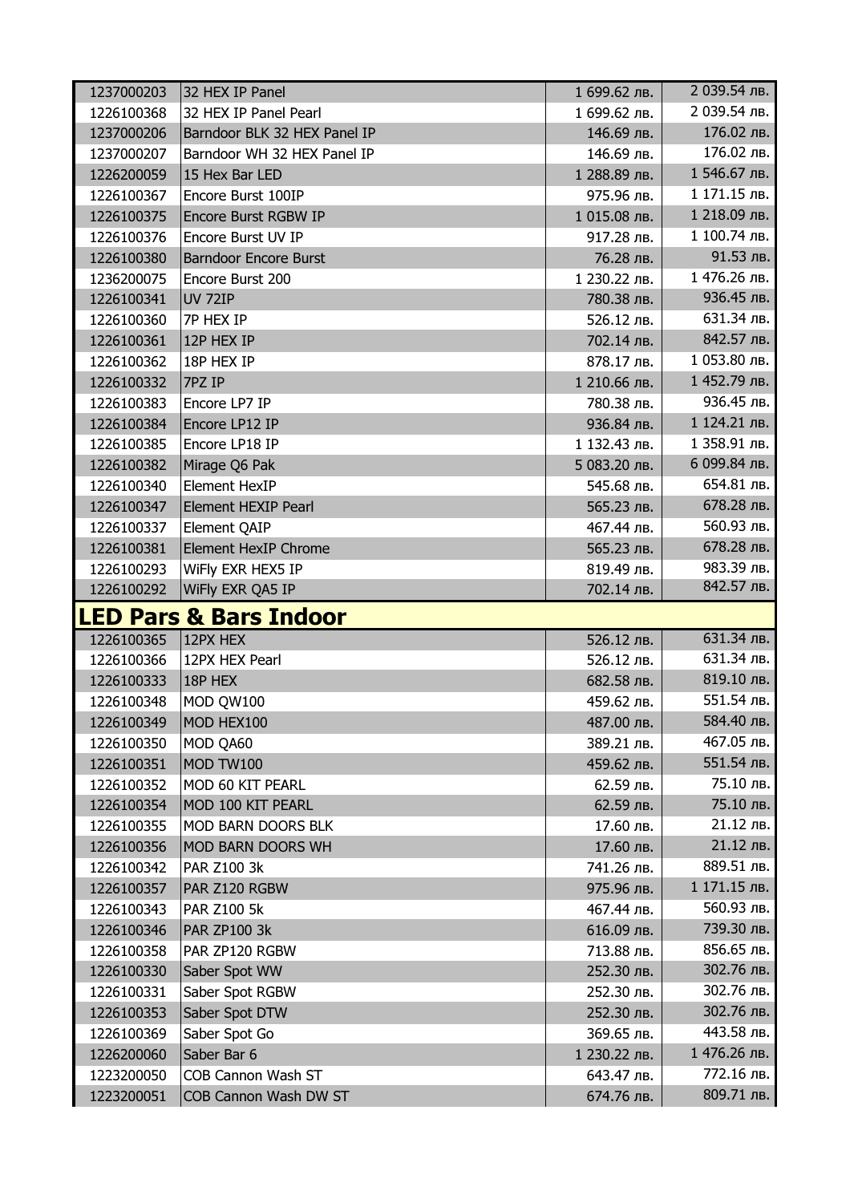| | | | |
|---|---|---|---|
| 1237000203 | 32 HEX IP Panel | 1 699.62 лв. | 2 039.54 лв. |
| 1226100368 | 32 HEX IP Panel Pearl | 1 699.62 лв. | 2 039.54 лв. |
| 1237000206 | Barndoor BLK 32 HEX Panel IP | 146.69 лв. | 176.02 лв. |
| 1237000207 | Barndoor WH 32 HEX Panel IP | 146.69 лв. | 176.02 лв. |
| 1226200059 | 15 Hex Bar LED | 1 288.89 лв. | 1 546.67 лв. |
| 1226100367 | Encore Burst 100IP | 975.96 лв. | 1 171.15 лв. |
| 1226100375 | Encore Burst RGBW IP | 1 015.08 лв. | 1 218.09 лв. |
| 1226100376 | Encore Burst UV IP | 917.28 лв. | 1 100.74 лв. |
| 1226100380 | Barndoor Encore Burst | 76.28 лв. | 91.53 лв. |
| 1236200075 | Encore Burst 200 | 1 230.22 лв. | 1 476.26 лв. |
| 1226100341 | UV 72IP | 780.38 лв. | 936.45 лв. |
| 1226100360 | 7P HEX IP | 526.12 лв. | 631.34 лв. |
| 1226100361 | 12P HEX IP | 702.14 лв. | 842.57 лв. |
| 1226100362 | 18P HEX IP | 878.17 лв. | 1 053.80 лв. |
| 1226100332 | 7PZ IP | 1 210.66 лв. | 1 452.79 лв. |
| 1226100383 | Encore LP7 IP | 780.38 лв. | 936.45 лв. |
| 1226100384 | Encore LP12 IP | 936.84 лв. | 1 124.21 лв. |
| 1226100385 | Encore LP18 IP | 1 132.43 лв. | 1 358.91 лв. |
| 1226100382 | Mirage Q6 Pak | 5 083.20 лв. | 6 099.84 лв. |
| 1226100340 | Element HexIP | 545.68 лв. | 654.81 лв. |
| 1226100347 | Element HEXIP Pearl | 565.23 лв. | 678.28 лв. |
| 1226100337 | Element QAIP | 467.44 лв. | 560.93 лв. |
| 1226100381 | Element HexIP Chrome | 565.23 лв. | 678.28 лв. |
| 1226100293 | WiFly EXR HEX5 IP | 819.49 лв. | 983.39 лв. |
| 1226100292 | WiFly EXR QA5 IP | 702.14 лв. | 842.57 лв. |

## LED Pars & Bars Indoor

| | | | |
|---|---|---|---|
| 1226100365 | 12PX HEX | 526.12 лв. | 631.34 лв. |
| 1226100366 | 12PX HEX Pearl | 526.12 лв. | 631.34 лв. |
| 1226100333 | 18P HEX | 682.58 лв. | 819.10 лв. |
| 1226100348 | MOD QW100 | 459.62 лв. | 551.54 лв. |
| 1226100349 | MOD HEX100 | 487.00 лв. | 584.40 лв. |
| 1226100350 | MOD QA60 | 389.21 лв. | 467.05 лв. |
| 1226100351 | MOD TW100 | 459.62 лв. | 551.54 лв. |
| 1226100352 | MOD 60 KIT PEARL | 62.59 лв. | 75.10 лв. |
| 1226100354 | MOD 100 KIT PEARL | 62.59 лв. | 75.10 лв. |
| 1226100355 | MOD BARN DOORS BLK | 17.60 лв. | 21.12 лв. |
| 1226100356 | MOD BARN DOORS WH | 17.60 лв. | 21.12 лв. |
| 1226100342 | PAR Z100 3k | 741.26 лв. | 889.51 лв. |
| 1226100357 | PAR Z120 RGBW | 975.96 лв. | 1 171.15 лв. |
| 1226100343 | PAR Z100 5k | 467.44 лв. | 560.93 лв. |
| 1226100346 | PAR ZP100 3k | 616.09 лв. | 739.30 лв. |
| 1226100358 | PAR ZP120 RGBW | 713.88 лв. | 856.65 лв. |
| 1226100330 | Saber Spot WW | 252.30 лв. | 302.76 лв. |
| 1226100331 | Saber Spot RGBW | 252.30 лв. | 302.76 лв. |
| 1226100353 | Saber Spot DTW | 252.30 лв. | 302.76 лв. |
| 1226100369 | Saber Spot Go | 369.65 лв. | 443.58 лв. |
| 1226200060 | Saber Bar 6 | 1 230.22 лв. | 1 476.26 лв. |
| 1223200050 | COB Cannon Wash ST | 643.47 лв. | 772.16 лв. |
| 1223200051 | COB Cannon Wash DW ST | 674.76 лв. | 809.71 лв. |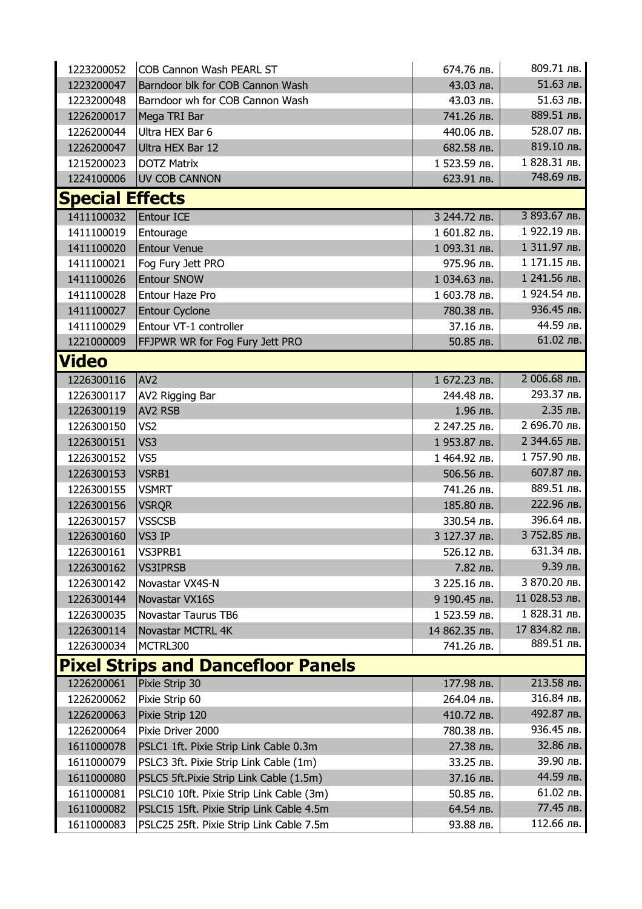| | | | |
|---|---|---|---|
| 1223200052 | COB Cannon Wash PEARL ST | 674.76 лв. | 809.71 лв. |
| 1223200047 | Barndoor blk for COB Cannon Wash | 43.03 лв. | 51.63 лв. |
| 1223200048 | Barndoor wh for COB Cannon Wash | 43.03 лв. | 51.63 лв. |
| 1226200017 | Mega TRI Bar | 741.26 лв. | 889.51 лв. |
| 1226200044 | Ultra HEX Bar 6 | 440.06 лв. | 528.07 лв. |
| 1226200047 | Ultra HEX Bar 12 | 682.58 лв. | 819.10 лв. |
| 1215200023 | DOTZ Matrix | 1 523.59 лв. | 1 828.31 лв. |
| 1224100006 | UV COB CANNON | 623.91 лв. | 748.69 лв. |

## Special Effects

| | | | |
|---|---|---|---|
| 1411100032 | Entour ICE | 3 244.72 лв. | 3 893.67 лв. |
| 1411100019 | Entourage | 1 601.82 лв. | 1 922.19 лв. |
| 1411100020 | Entour Venue | 1 093.31 лв. | 1 311.97 лв. |
| 1411100021 | Fog Fury Jett PRO | 975.96 лв. | 1 171.15 лв. |
| 1411100026 | Entour SNOW | 1 034.63 лв. | 1 241.56 лв. |
| 1411100028 | Entour Haze Pro | 1 603.78 лв. | 1 924.54 лв. |
| 1411100027 | Entour Cyclone | 780.38 лв. | 936.45 лв. |
| 1411100029 | Entour VT-1 controller | 37.16 лв. | 44.59 лв. |
| 1221000009 | FFJPWR WR for Fog Fury Jett PRO | 50.85 лв. | 61.02 лв. |

## Video

| | | | |
|---|---|---|---|
| 1226300116 | AV2 | 1 672.23 лв. | 2 006.68 лв. |
| 1226300117 | AV2 Rigging Bar | 244.48 лв. | 293.37 лв. |
| 1226300119 | AV2 RSB | 1.96 лв. | 2.35 лв. |
| 1226300150 | VS2 | 2 247.25 лв. | 2 696.70 лв. |
| 1226300151 | VS3 | 1 953.87 лв. | 2 344.65 лв. |
| 1226300152 | VS5 | 1 464.92 лв. | 1 757.90 лв. |
| 1226300153 | VSRB1 | 506.56 лв. | 607.87 лв. |
| 1226300155 | VSMRT | 741.26 лв. | 889.51 лв. |
| 1226300156 | VSRQR | 185.80 лв. | 222.96 лв. |
| 1226300157 | VSSCSB | 330.54 лв. | 396.64 лв. |
| 1226300160 | VS3 IP | 3 127.37 лв. | 3 752.85 лв. |
| 1226300161 | VS3PRB1 | 526.12 лв. | 631.34 лв. |
| 1226300162 | VS3IPRSB | 7.82 лв. | 9.39 лв. |
| 1226300142 | Novastar VX4S-N | 3 225.16 лв. | 3 870.20 лв. |
| 1226300144 | Novastar VX16S | 9 190.45 лв. | 11 028.53 лв. |
| 1226300035 | Novastar Taurus TB6 | 1 523.59 лв. | 1 828.31 лв. |
| 1226300114 | Novastar MCTRL 4K | 14 862.35 лв. | 17 834.82 лв. |
| 1226300034 | MCTRL300 | 741.26 лв. | 889.51 лв. |

## Pixel Strips and Dancefloor Panels

| | | | |
|---|---|---|---|
| 1226200061 | Pixie Strip 30 | 177.98 лв. | 213.58 лв. |
| 1226200062 | Pixie Strip 60 | 264.04 лв. | 316.84 лв. |
| 1226200063 | Pixie Strip 120 | 410.72 лв. | 492.87 лв. |
| 1226200064 | Pixie Driver 2000 | 780.38 лв. | 936.45 лв. |
| 1611000078 | PSLC1 1ft. Pixie Strip Link Cable 0.3m | 27.38 лв. | 32.86 лв. |
| 1611000079 | PSLC3 3ft. Pixie Strip Link Cable (1m) | 33.25 лв. | 39.90 лв. |
| 1611000080 | PSLC5 5ft.Pixie Strip Link Cable (1.5m) | 37.16 лв. | 44.59 лв. |
| 1611000081 | PSLC10 10ft. Pixie Strip Link Cable (3m) | 50.85 лв. | 61.02 лв. |
| 1611000082 | PSLC15 15ft. Pixie Strip Link Cable 4.5m | 64.54 лв. | 77.45 лв. |
| 1611000083 | PSLC25 25ft. Pixie Strip Link Cable 7.5m | 93.88 лв. | 112.66 лв. |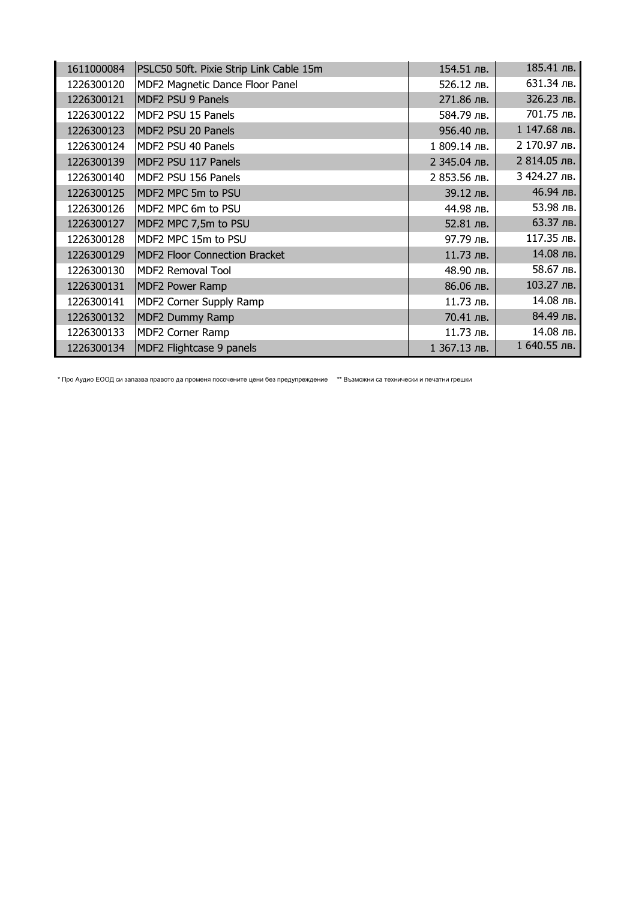| | | | |
|---|---|---|---|
| 1611000084 | PSLC50 50ft. Pixie Strip Link Cable 15m | 154.51 лв. | 185.41 лв. |
| 1226300120 | MDF2 Magnetic Dance Floor Panel | 526.12 лв. | 631.34 лв. |
| 1226300121 | MDF2 PSU 9 Panels | 271.86 лв. | 326.23 лв. |
| 1226300122 | MDF2 PSU 15 Panels | 584.79 лв. | 701.75 лв. |
| 1226300123 | MDF2 PSU 20 Panels | 956.40 лв. | 1 147.68 лв. |
| 1226300124 | MDF2 PSU 40 Panels | 1 809.14 лв. | 2 170.97 лв. |
| 1226300139 | MDF2 PSU 117 Panels | 2 345.04 лв. | 2 814.05 лв. |
| 1226300140 | MDF2 PSU 156 Panels | 2 853.56 лв. | 3 424.27 лв. |
| 1226300125 | MDF2 MPC 5m to PSU | 39.12 лв. | 46.94 лв. |
| 1226300126 | MDF2 MPC 6m to PSU | 44.98 лв. | 53.98 лв. |
| 1226300127 | MDF2 MPC 7,5m to PSU | 52.81 лв. | 63.37 лв. |
| 1226300128 | MDF2 MPC 15m to PSU | 97.79 лв. | 117.35 лв. |
| 1226300129 | MDF2 Floor Connection Bracket | 11.73 лв. | 14.08 лв. |
| 1226300130 | MDF2 Removal Tool | 48.90 лв. | 58.67 лв. |
| 1226300131 | MDF2 Power Ramp | 86.06 лв. | 103.27 лв. |
| 1226300141 | MDF2 Corner Supply Ramp | 11.73 лв. | 14.08 лв. |
| 1226300132 | MDF2 Dummy Ramp | 70.41 лв. | 84.49 лв. |
| 1226300133 | MDF2 Corner Ramp | 11.73 лв. | 14.08 лв. |
| 1226300134 | MDF2 Flightcase 9 panels | 1 367.13 лв. | 1 640.55 лв. |

* Про Аудио ЕООД си запазва правото да променя посочените цени без предупреждение    ** Възможни са технически и печатни грешки